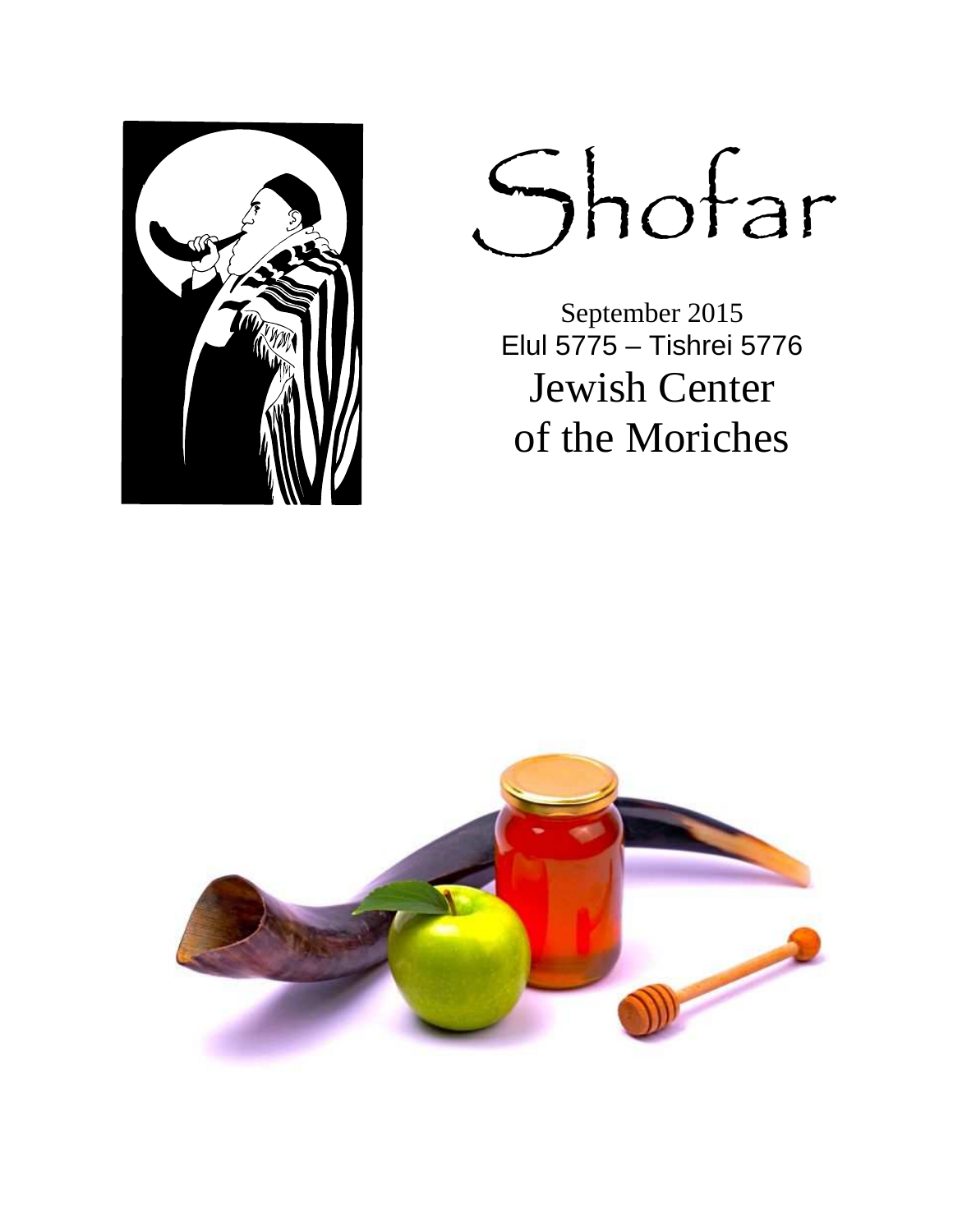# Shofar

September 2015
Elul 5775 – Tishrei 5776

Jewish Center
of the Moriches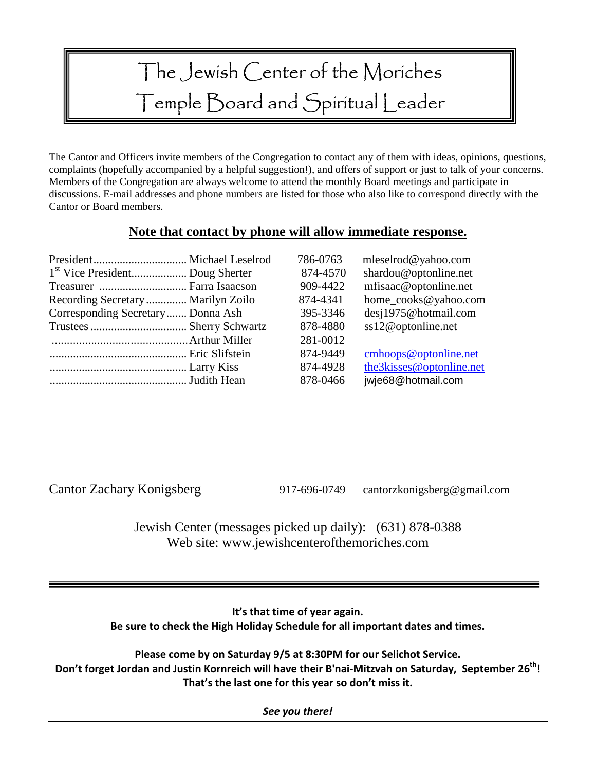# The Jewish Center of the Moriches
# Temple Board and Spiritual Leader

The Cantor and Officers invite members of the Congregation to contact any of them with ideas, opinions, questions, complaints (hopefully accompanied by a helpful suggestion!), and offers of support or just to talk of your concerns. Members of the Congregation are always welcome to attend the monthly Board meetings and participate in discussions. E-mail addresses and phone numbers are listed for those who also like to correspond directly with the Cantor or Board members.

**Note that contact by phone will allow immediate response.**

| Position | Name | Phone | E-mail |
|---|---|---|---|
| President | Michael Leselrod | 786-0763 | mleselrod@yahoo.com |
| 1st Vice President | Doug Sherter | 874-4570 | shardou@optonline.net |
| Treasurer | Farra Isaacson | 909-4422 | mfisaac@optonline.net |
| Recording Secretary | Marilyn Zoilo | 874-4341 | home_cooks@yahoo.com |
| Corresponding Secretary | Donna Ash | 395-3346 | desj1975@hotmail.com |
| Trustees | Sherry Schwartz | 878-4880 | ss12@optonline.net |
| | Arthur Miller | 281-0012 | |
| | Eric Slifstein | 874-9449 | cmhoops@optonline.net |
| | Larry Kiss | 874-4928 | the3kisses@optonline.net |
| | Judith Hean | 878-0466 | jwje68@hotmail.com |

Cantor Zachary Konigsberg 917-696-0749 cantorzkonigsberg@gmail.com

Jewish Center (messages picked up daily): (631) 878-0388
Web site: www.jewishcenterofthemoriches.com

---

**It's that time of year again.**
**Be sure to check the High Holiday Schedule for all important dates and times.**

**Please come by on Saturday 9/5 at 8:30PM for our Selichot Service.**
**Don't forget Jordan and Justin Kornreich will have their B'nai-Mitzvah on Saturday, September 26th!**
**That's the last one for this year so don't miss it.**

***See you there!***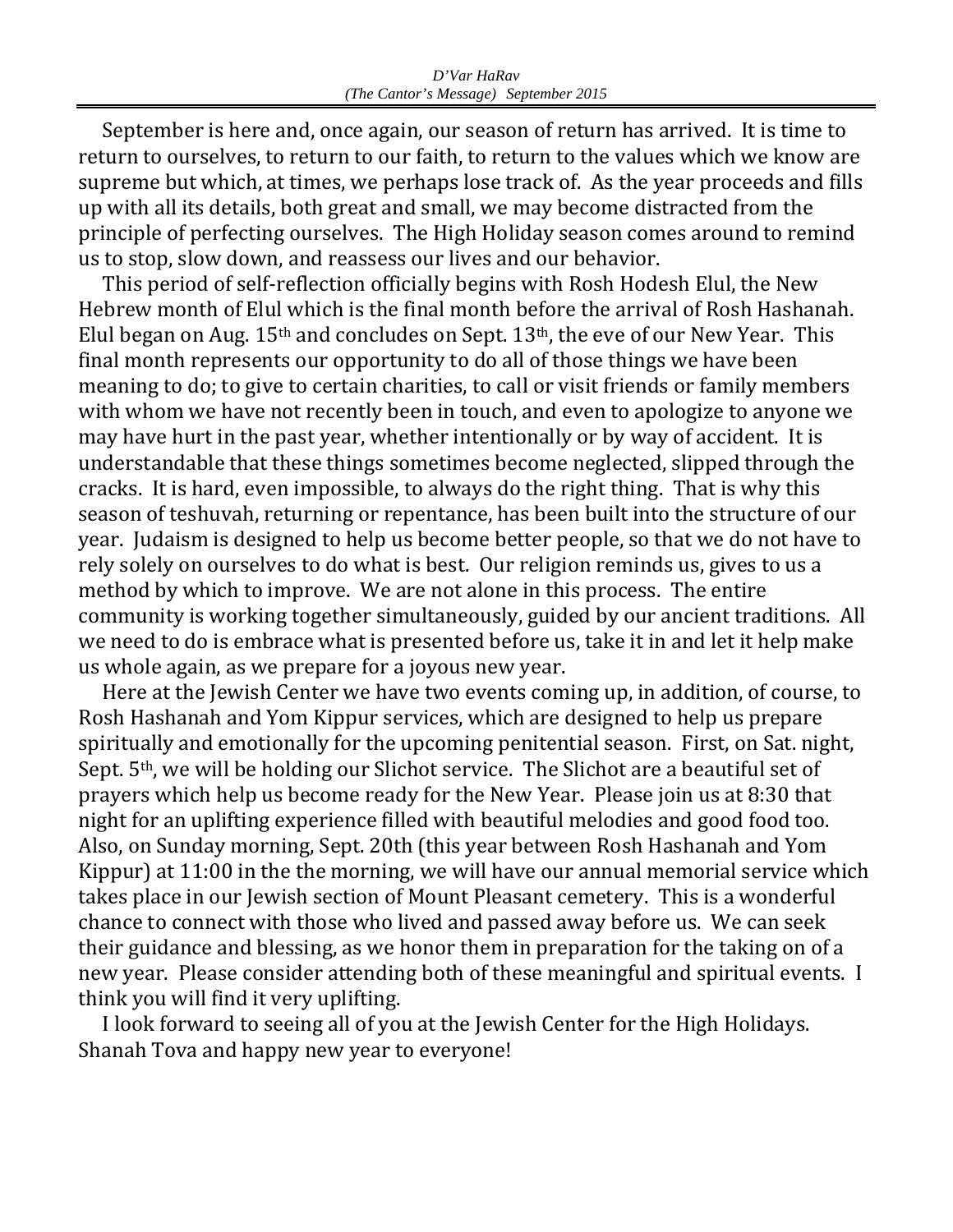*D'Var HaRav*
*(The Cantor's Message) September 2015*

September is here and, once again, our season of return has arrived. It is time to return to ourselves, to return to our faith, to return to the values which we know are supreme but which, at times, we perhaps lose track of. As the year proceeds and fills up with all its details, both great and small, we may become distracted from the principle of perfecting ourselves. The High Holiday season comes around to remind us to stop, slow down, and reassess our lives and our behavior.

This period of self-reflection officially begins with Rosh Hodesh Elul, the New Hebrew month of Elul which is the final month before the arrival of Rosh Hashanah. Elul began on Aug. 15th and concludes on Sept. 13th, the eve of our New Year. This final month represents our opportunity to do all of those things we have been meaning to do; to give to certain charities, to call or visit friends or family members with whom we have not recently been in touch, and even to apologize to anyone we may have hurt in the past year, whether intentionally or by way of accident. It is understandable that these things sometimes become neglected, slipped through the cracks. It is hard, even impossible, to always do the right thing. That is why this season of teshuvah, returning or repentance, has been built into the structure of our year. Judaism is designed to help us become better people, so that we do not have to rely solely on ourselves to do what is best. Our religion reminds us, gives to us a method by which to improve. We are not alone in this process. The entire community is working together simultaneously, guided by our ancient traditions. All we need to do is embrace what is presented before us, take it in and let it help make us whole again, as we prepare for a joyous new year.

Here at the Jewish Center we have two events coming up, in addition, of course, to Rosh Hashanah and Yom Kippur services, which are designed to help us prepare spiritually and emotionally for the upcoming penitential season. First, on Sat. night, Sept. 5th, we will be holding our Slichot service. The Slichot are a beautiful set of prayers which help us become ready for the New Year. Please join us at 8:30 that night for an uplifting experience filled with beautiful melodies and good food too. Also, on Sunday morning, Sept. 20th (this year between Rosh Hashanah and Yom Kippur) at 11:00 in the the morning, we will have our annual memorial service which takes place in our Jewish section of Mount Pleasant cemetery. This is a wonderful chance to connect with those who lived and passed away before us. We can seek their guidance and blessing, as we honor them in preparation for the taking on of a new year. Please consider attending both of these meaningful and spiritual events. I think you will find it very uplifting.

I look forward to seeing all of you at the Jewish Center for the High Holidays. Shanah Tova and happy new year to everyone!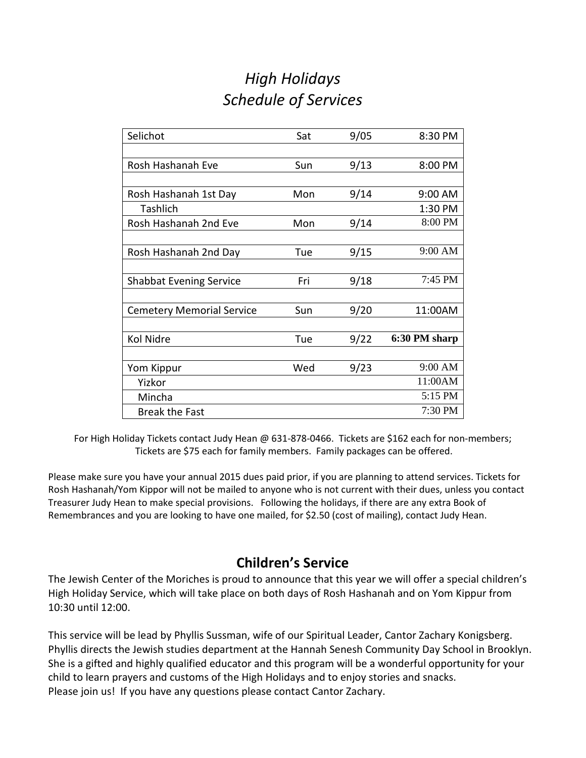# *High Holidays*
# *Schedule of Services*

| | | | |
|---|---|---|---|
| Selichot | Sat | 9/05 | 8:30 PM |
| | | | |
| Rosh Hashanah Eve | Sun | 9/13 | 8:00 PM |
| | | | |
| Rosh Hashanah 1st Day | Mon | 9/14 | 9:00 AM |
| Tashlich | | | 1:30 PM |
| Rosh Hashanah 2nd Eve | Mon | 9/14 | 8:00 PM |
| | | | |
| Rosh Hashanah 2nd Day | Tue | 9/15 | 9:00 AM |
| | | | |
| Shabbat Evening Service | Fri | 9/18 | 7:45 PM |
| | | | |
| Cemetery Memorial Service | Sun | 9/20 | 11:00AM |
| | | | |
| Kol Nidre | Tue | 9/22 | **6:30 PM sharp** |
| | | | |
| Yom Kippur | Wed | 9/23 | 9:00 AM |
| Yizkor | | | 11:00AM |
| Mincha | | | 5:15 PM |
| Break the Fast | | | 7:30 PM |

For High Holiday Tickets contact Judy Hean @ 631-878-0466. Tickets are $162 each for non-members; Tickets are $75 each for family members. Family packages can be offered.

Please make sure you have your annual 2015 dues paid prior, if you are planning to attend services. Tickets for Rosh Hashanah/Yom Kippor will not be mailed to anyone who is not current with their dues, unless you contact Treasurer Judy Hean to make special provisions. Following the holidays, if there are any extra Book of Remembrances and you are looking to have one mailed, for $2.50 (cost of mailing), contact Judy Hean.

## Children's Service

The Jewish Center of the Moriches is proud to announce that this year we will offer a special children's High Holiday Service, which will take place on both days of Rosh Hashanah and on Yom Kippur from 10:30 until 12:00.

This service will be lead by Phyllis Sussman, wife of our Spiritual Leader, Cantor Zachary Konigsberg. Phyllis directs the Jewish studies department at the Hannah Senesh Community Day School in Brooklyn. She is a gifted and highly qualified educator and this program will be a wonderful opportunity for your child to learn prayers and customs of the High Holidays and to enjoy stories and snacks.
Please join us! If you have any questions please contact Cantor Zachary.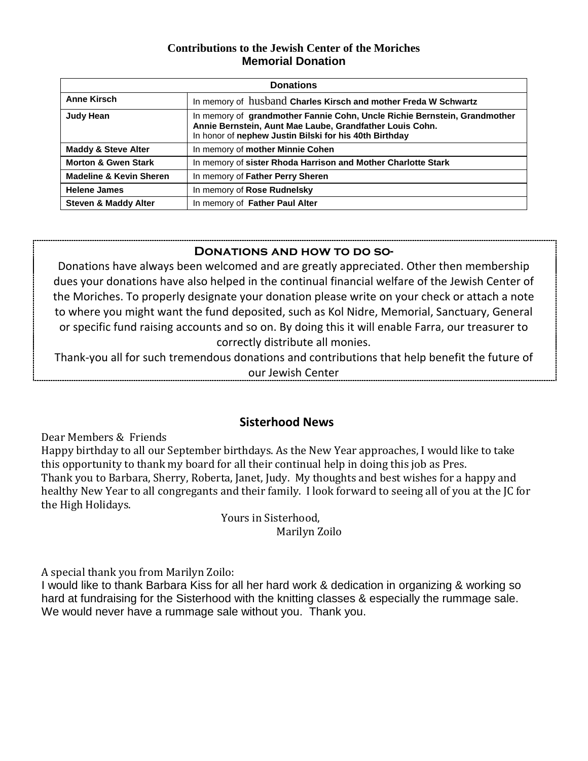## Contributions to the Jewish Center of the Moriches
## Memorial Donation

| Donations | |
|---|---|
| **Anne Kirsch** | In memory of husband **Charles Kirsch and mother Freda W Schwartz** |
| **Judy Hean** | In memory of **grandmother Fannie Cohn, Uncle Richie Bernstein, Grandmother Annie Bernstein, Aunt Mae Laube, Grandfather Louis Cohn.** In honor of **nephew Justin Bilski for his 40th Birthday** |
| **Maddy & Steve Alter** | In memory of **mother Minnie Cohen** |
| **Morton & Gwen Stark** | In memory of **sister Rhoda Harrison and Mother Charlotte Stark** |
| **Madeline & Kevin Sheren** | In memory of **Father Perry Sheren** |
| **Helene James** | In memory of **Rose Rudnelsky** |
| **Steven & Maddy Alter** | In memory of **Father Paul Alter** |

### Donations and how to do so-

Donations have always been welcomed and are greatly appreciated. Other then membership dues your donations have also helped in the continual financial welfare of the Jewish Center of the Moriches. To properly designate your donation please write on your check or attach a note to where you might want the fund deposited, such as Kol Nidre, Memorial, Sanctuary, General or specific fund raising accounts and so on. By doing this it will enable Farra, our treasurer to correctly distribute all monies.

Thank-you all for such tremendous donations and contributions that help benefit the future of our Jewish Center

## Sisterhood News

Dear Members & Friends

Happy birthday to all our September birthdays. As the New Year approaches, I would like to take this opportunity to thank my board for all their continual help in doing this job as Pres. Thank you to Barbara, Sherry, Roberta, Janet, Judy. My thoughts and best wishes for a happy and healthy New Year to all congregants and their family. I look forward to seeing all of you at the JC for the High Holidays.

Yours in Sisterhood,
Marilyn Zoilo

A special thank you from Marilyn Zoilo:

I would like to thank Barbara Kiss for all her hard work & dedication in organizing & working so hard at fundraising for the Sisterhood with the knitting classes & especially the rummage sale. We would never have a rummage sale without you. Thank you.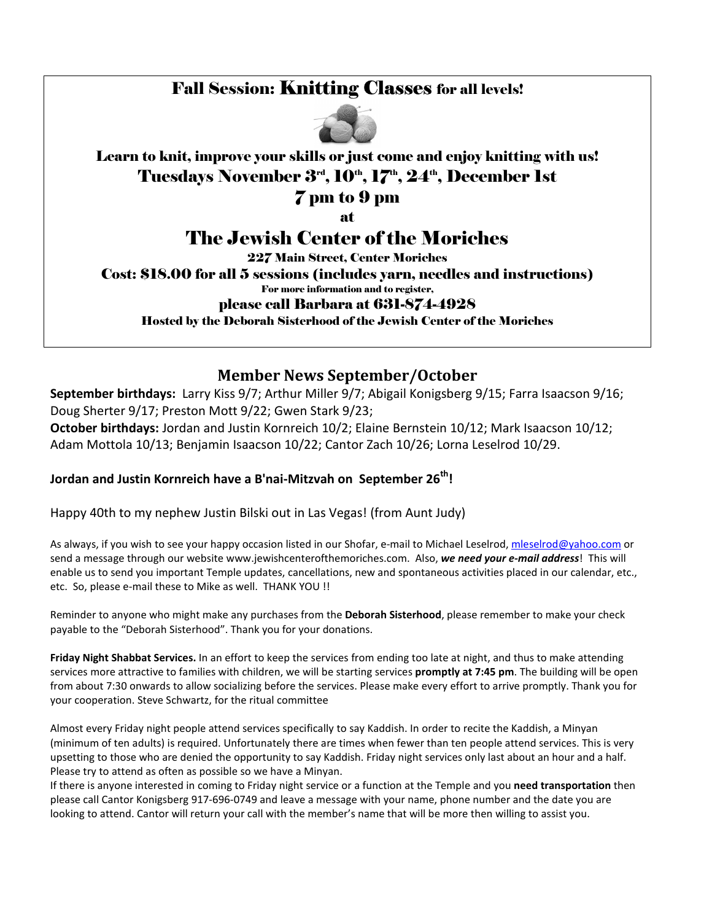## Fall Session: Knitting Classes for all levels!

**Learn to knit, improve your skills or just come and enjoy knitting with us!**

**Tuesdays November 3rd, 10th, 17th, 24th, December 1st**

**7 pm to 9 pm**

at

## The Jewish Center of the Moriches

227 Main Street, Center Moriches

**Cost: $18.00 for all 5 sessions (includes yarn, needles and instructions)**

For more information and to register,

**please call Barbara at 631-874-4928**

Hosted by the Deborah Sisterhood of the Jewish Center of the Moriches

## Member News September/October

**September birthdays:** Larry Kiss 9/7; Arthur Miller 9/7; Abigail Konigsberg 9/15; Farra Isaacson 9/16; Doug Sherter 9/17; Preston Mott 9/22; Gwen Stark 9/23;

**October birthdays:** Jordan and Justin Kornreich 10/2; Elaine Bernstein 10/12; Mark Isaacson 10/12; Adam Mottola 10/13; Benjamin Isaacson 10/22; Cantor Zach 10/26; Lorna Leselrod 10/29.

**Jordan and Justin Kornreich have a B'nai-Mitzvah on September 26th!**

Happy 40th to my nephew Justin Bilski out in Las Vegas! (from Aunt Judy)

As always, if you wish to see your happy occasion listed in our Shofar, e-mail to Michael Leselrod, mleselrod@yahoo.com or send a message through our website www.jewishcenterofthemoriches.com. Also, ***we need your e-mail address***! This will enable us to send you important Temple updates, cancellations, new and spontaneous activities placed in our calendar, etc., etc. So, please e-mail these to Mike as well. THANK YOU !!

Reminder to anyone who might make any purchases from the **Deborah Sisterhood**, please remember to make your check payable to the "Deborah Sisterhood". Thank you for your donations.

**Friday Night Shabbat Services.** In an effort to keep the services from ending too late at night, and thus to make attending services more attractive to families with children, we will be starting services **promptly at 7:45 pm**. The building will be open from about 7:30 onwards to allow socializing before the services. Please make every effort to arrive promptly. Thank you for your cooperation. Steve Schwartz, for the ritual committee

Almost every Friday night people attend services specifically to say Kaddish. In order to recite the Kaddish, a Minyan (minimum of ten adults) is required. Unfortunately there are times when fewer than ten people attend services. This is very upsetting to those who are denied the opportunity to say Kaddish. Friday night services only last about an hour and a half. Please try to attend as often as possible so we have a Minyan.

If there is anyone interested in coming to Friday night service or a function at the Temple and you **need transportation** then please call Cantor Konigsberg 917-696-0749 and leave a message with your name, phone number and the date you are looking to attend. Cantor will return your call with the member's name that will be more then willing to assist you.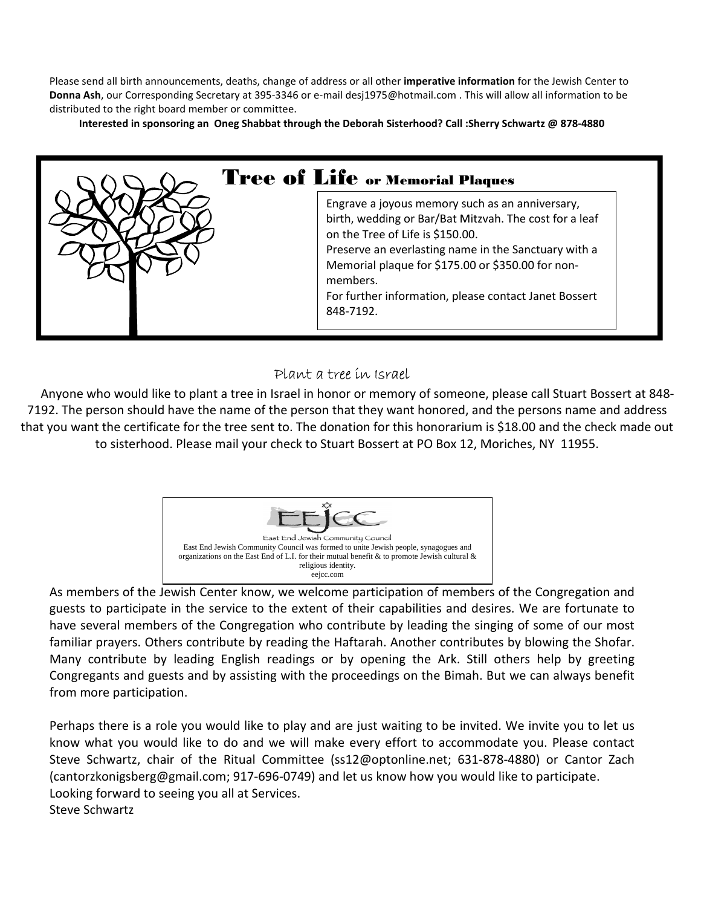Please send all birth announcements, deaths, change of address or all other **imperative information** for the Jewish Center to **Donna Ash**, our Corresponding Secretary at 395-3346 or e-mail desj1975@hotmail.com . This will allow all information to be distributed to the right board member or committee.

**Interested in sponsoring an Oneg Shabbat through the Deborah Sisterhood? Call :Sherry Schwartz @ 878-4880**

## Tree of Life or Memorial Plaques

Engrave a joyous memory such as an anniversary, birth, wedding or Bar/Bat Mitzvah. The cost for a leaf on the Tree of Life is $150.00.
Preserve an everlasting name in the Sanctuary with a Memorial plaque for $175.00 or $350.00 for non-members.
For further information, please contact Janet Bossert 848-7192.

## Plant a tree in Israel

Anyone who would like to plant a tree in Israel in honor or memory of someone, please call Stuart Bossert at 848-7192. The person should have the name of the person that they want honored, and the persons name and address that you want the certificate for the tree sent to. The donation for this honorarium is $18.00 and the check made out to sisterhood. Please mail your check to Stuart Bossert at PO Box 12, Moriches, NY 11955.

EEJCC

East End Jewish Community Council

East End Jewish Community Council was formed to unite Jewish people, synagogues and organizations on the East End of L.I. for their mutual benefit & to promote Jewish cultural & religious identity.
eejcc.com

As members of the Jewish Center know, we welcome participation of members of the Congregation and guests to participate in the service to the extent of their capabilities and desires. We are fortunate to have several members of the Congregation who contribute by leading the singing of some of our most familiar prayers. Others contribute by reading the Haftarah. Another contributes by blowing the Shofar. Many contribute by leading English readings or by opening the Ark. Still others help by greeting Congregants and guests and by assisting with the proceedings on the Bimah. But we can always benefit from more participation.

Perhaps there is a role you would like to play and are just waiting to be invited. We invite you to let us know what you would like to do and we will make every effort to accommodate you. Please contact Steve Schwartz, chair of the Ritual Committee (ss12@optonline.net; 631-878-4880) or Cantor Zach (cantorzkonigsberg@gmail.com; 917-696-0749) and let us know how you would like to participate.
Looking forward to seeing you all at Services.
Steve Schwartz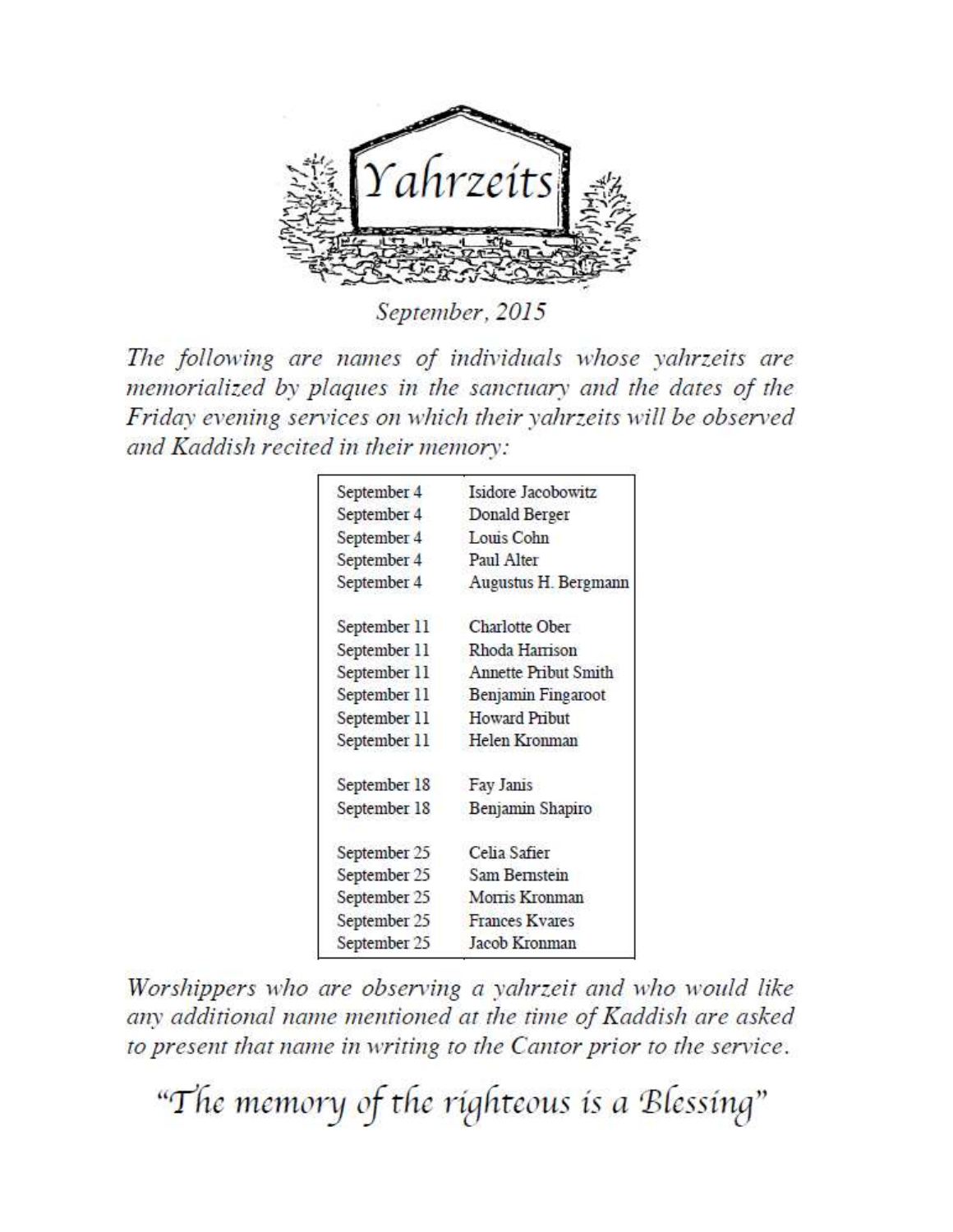# Yahrzeits

*September, 2015*

*The following are names of individuals whose yahrzeits are memorialized by plaques in the sanctuary and the dates of the Friday evening services on which their yahrzeits will be observed and Kaddish recited in their memory:*

| Date | Name |
|---|---|
| September 4 | Isidore Jacobowitz |
| September 4 | Donald Berger |
| September 4 | Louis Cohn |
| September 4 | Paul Alter |
| September 4 | Augustus H. Bergmann |
| September 11 | Charlotte Ober |
| September 11 | Rhoda Harrison |
| September 11 | Annette Pribut Smith |
| September 11 | Benjamin Fingaroot |
| September 11 | Howard Pribut |
| September 11 | Helen Kronman |
| September 18 | Fay Janis |
| September 18 | Benjamin Shapiro |
| September 25 | Celia Safier |
| September 25 | Sam Bernstein |
| September 25 | Morris Kronman |
| September 25 | Frances Kvares |
| September 25 | Jacob Kronman |

*Worshippers who are observing a yahrzeit and who would like any additional name mentioned at the time of Kaddish are asked to present that name in writing to the Cantor prior to the service.*

"The memory of the righteous is a Blessing"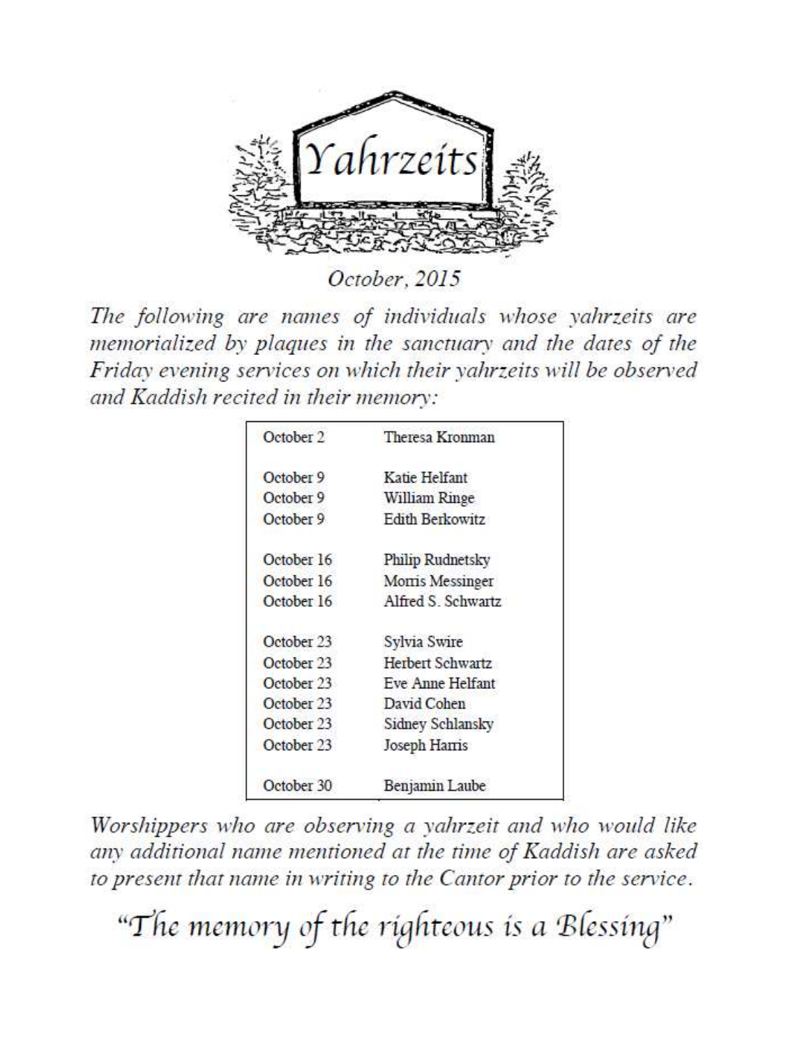# Yahrzeits

*October, 2015*

*The following are names of individuals whose yahrzeits are memorialized by plaques in the sanctuary and the dates of the Friday evening services on which their yahrzeits will be observed and Kaddish recited in their memory:*

| Date | Name |
|---|---|
| October 2 | Theresa Kronman |
| October 9 | Katie Helfant |
| October 9 | William Ringe |
| October 9 | Edith Berkowitz |
| October 16 | Philip Rudnetsky |
| October 16 | Morris Messinger |
| October 16 | Alfred S. Schwartz |
| October 23 | Sylvia Swire |
| October 23 | Herbert Schwartz |
| October 23 | Eve Anne Helfant |
| October 23 | David Cohen |
| October 23 | Sidney Schlansky |
| October 23 | Joseph Harris |
| October 30 | Benjamin Laube |

*Worshippers who are observing a yahrzeit and who would like any additional name mentioned at the time of Kaddish are asked to present that name in writing to the Cantor prior to the service.*

"The memory of the righteous is a Blessing"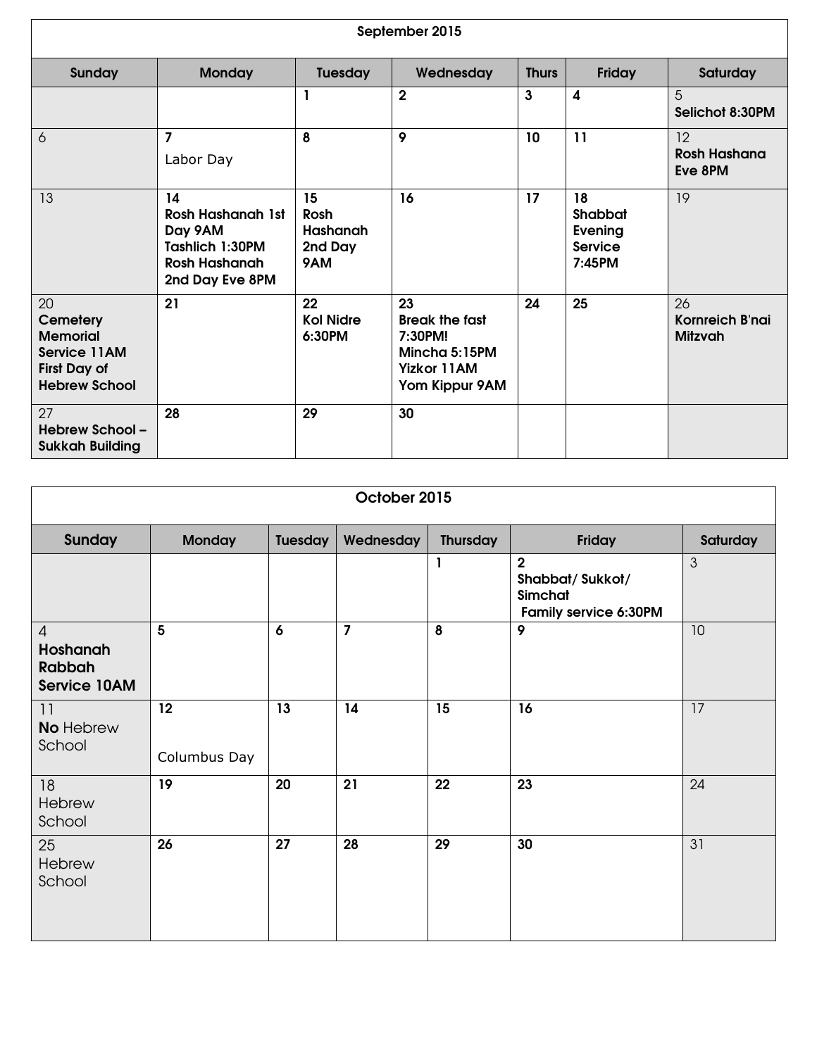| September 2015 | | | | | | |
|---|---|---|---|---|---|---|
| **Sunday** | **Monday** | **Tuesday** | **Wednesday** | **Thurs** | **Friday** | **Saturday** |
| | | 1 | 2 | 3 | 4 | 5 **Selichot 8:30PM** |
| 6 | 7 Labor Day | 8 | 9 | 10 | 11 | 12 **Rosh Hashana Eve 8PM** |
| 13 | 14 **Rosh Hashanah 1st Day 9AM Tashlich 1:30PM Rosh Hashanah 2nd Day Eve 8PM** | 15 **Rosh Hashanah 2nd Day 9AM** | 16 | 17 | 18 **Shabbat Evening Service 7:45PM** | 19 |
| 20 **Cemetery Memorial Service 11AM First Day of Hebrew School** | 21 | 22 **Kol Nidre 6:30PM** | 23 **Break the fast 7:30PM! Mincha 5:15PM Yizkor 11AM Yom Kippur 9AM** | 24 | 25 | 26 **Kornreich B'nai Mitzvah** |
| 27 **Hebrew School – Sukkah Building** | 28 | 29 | 30 | | | |

| October 2015 | | | | | | |
|---|---|---|---|---|---|---|
| **Sunday** | **Monday** | **Tuesday** | **Wednesday** | **Thursday** | **Friday** | **Saturday** |
| | | | | 1 | 2 **Shabbat/ Sukkot/ Simchat Family service 6:30PM** | 3 |
| 4 **Hoshanah Rabbah Service 10AM** | 5 | 6 | 7 | 8 | 9 | 10 |
| 11 **No** Hebrew School | 12 Columbus Day | 13 | 14 | 15 | 16 | 17 |
| 18 Hebrew School | 19 | 20 | 21 | 22 | 23 | 24 |
| 25 Hebrew School | 26 | 27 | 28 | 29 | 30 | 31 |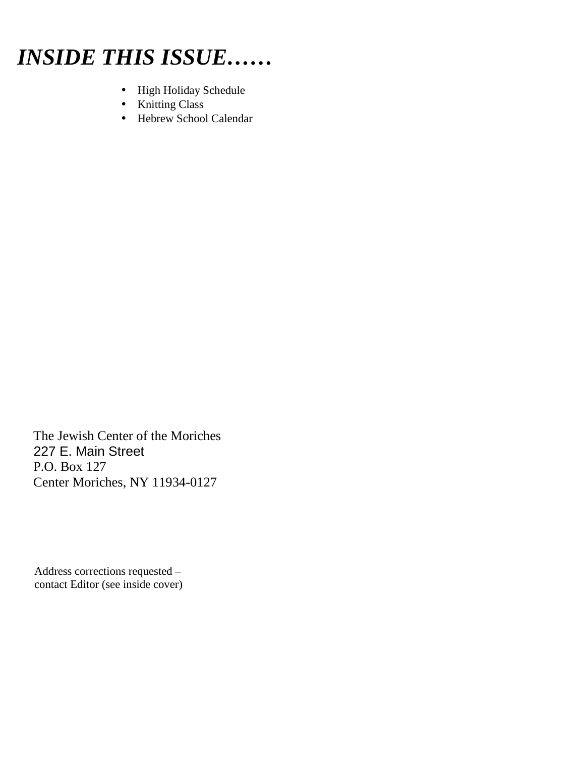# *INSIDE THIS ISSUE……*

- High Holiday Schedule
- Knitting Class
- Hebrew School Calendar

The Jewish Center of the Moriches
227 E. Main Street
P.O. Box 127
Center Moriches, NY 11934-0127

Address corrections requested –
contact Editor (see inside cover)